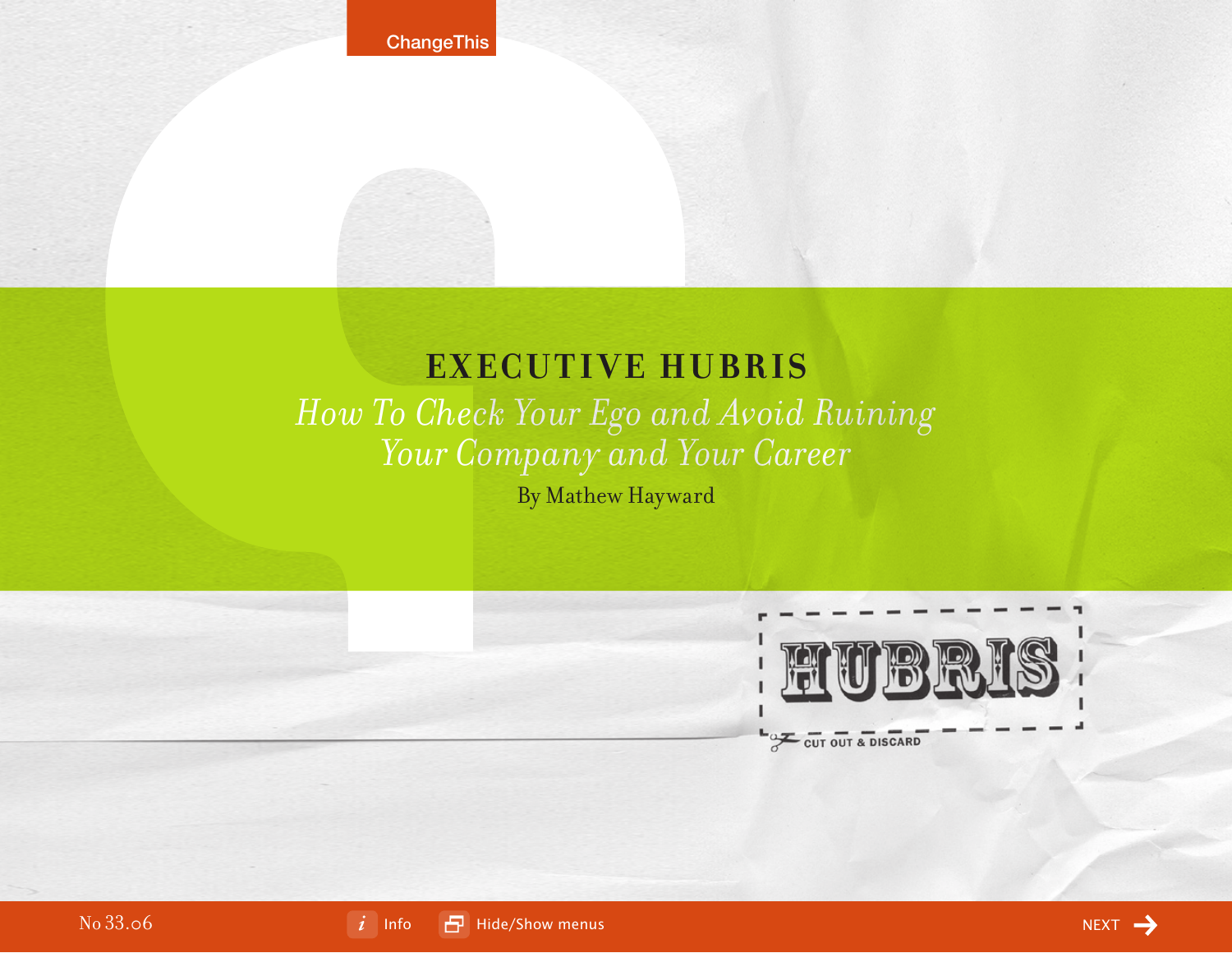ChangeThis

# EXECUTIVE HUBRIS

## *How To Check Your Ego and Avoid Ruining Your Company and Your Career*

By Mathew Hayward

HUBRIS

CUT OUT & DISCARD

No 33.06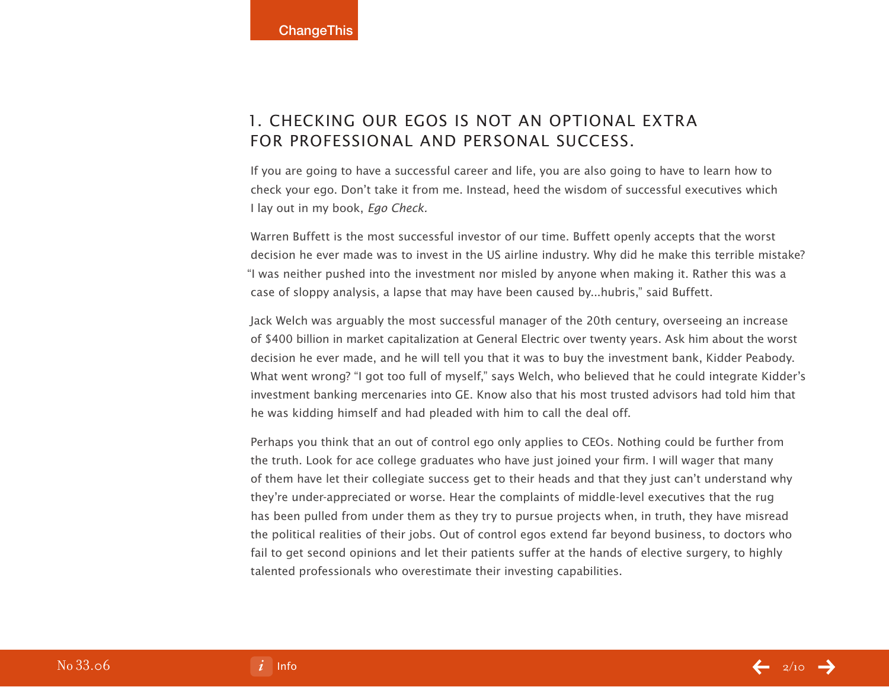## 1. CHECKING OUR EGOS IS NOT AN OPTIONAL EXTRA FOR PROFESSIONAL AND PERSONAL SUCCESS.

If you are going to have a successful career and life, you are also going to have to learn how to check your ego. Don't take it from me. Instead, heed the wisdom of successful executives which I lay out in my book, *Ego Check.*

Warren Buffett is the most successful investor of our time. Buffett openly accepts that the worst decision he ever made was to invest in the US airline industry. Why did he make this terrible mistake? "I was neither pushed into the investment nor misled by anyone when making it. Rather this was a case of sloppy analysis, a lapse that may have been caused by...hubris," said Buffett.

Jack Welch was arguably the most successful manager of the 20th century, overseeing an increase of $400 billion in market capitalization at General Electric over twenty years. Ask him about the worst decision he ever made, and he will tell you that it was to buy the investment bank, Kidder Peabody. What went wrong? "I got too full of myself," says Welch, who believed that he could integrate Kidder's investment banking mercenaries into GE. Know also that his most trusted advisors had told him that he was kidding himself and had pleaded with him to call the deal off.

Perhaps you think that an out of control ego only applies to CEOs. Nothing could be further from the truth. Look for ace college graduates who have just joined your firm. I will wager that many of them have let their collegiate success get to their heads and that they just can't understand why they're under-appreciated or worse. Hear the complaints of middle-level executives that the rug has been pulled from under them as they try to pursue projects when, in truth, they have misread the political realities of their jobs. Out of control egos extend far beyond business, to doctors who fail to get second opinions and let their patients suffer at the hands of elective surgery, to highly talented professionals who overestimate their investing capabilities.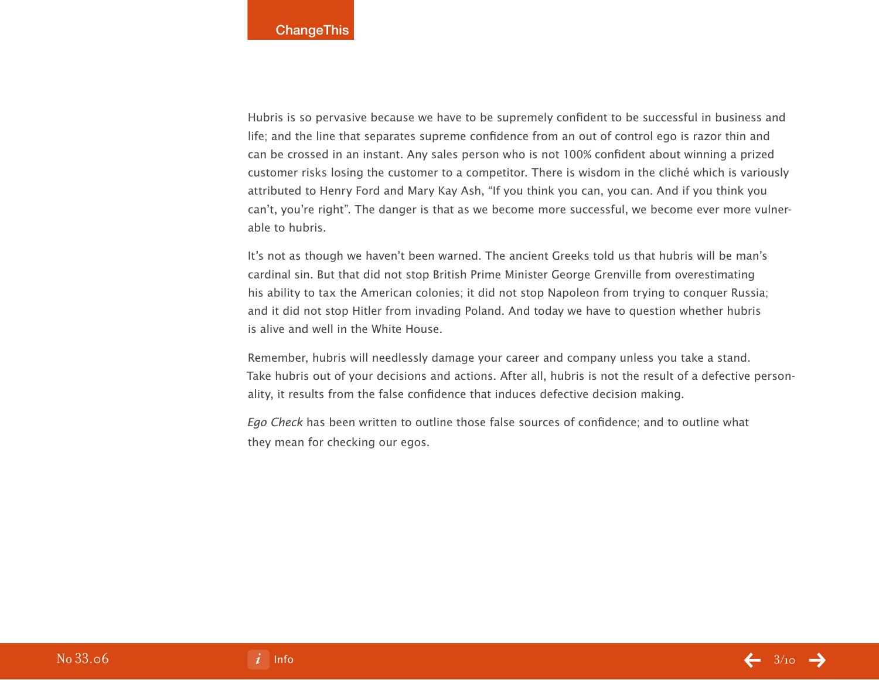Hubris is so pervasive because we have to be supremely confident to be successful in business and life; and the line that separates supreme confidence from an out of control ego is razor thin and can be crossed in an instant. Any sales person who is not 100% confident about winning a prized customer risks losing the customer to a competitor. There is wisdom in the cliché which is variously attributed to Henry Ford and Mary Kay Ash, "If you think you can, you can. And if you think you can't, you're right". The danger is that as we become more successful, we become ever more vulnerable to hubris.

It's not as though we haven't been warned. The ancient Greeks told us that hubris will be man's cardinal sin. But that did not stop British Prime Minister George Grenville from overestimating his ability to tax the American colonies; it did not stop Napoleon from trying to conquer Russia; and it did not stop Hitler from invading Poland. And today we have to question whether hubris is alive and well in the White House.

Remember, hubris will needlessly damage your career and company unless you take a stand. Take hubris out of your decisions and actions. After all, hubris is not the result of a defective personality, it results from the false confidence that induces defective decision making.

*Ego Check* has been written to outline those false sources of confidence; and to outline what they mean for checking our egos.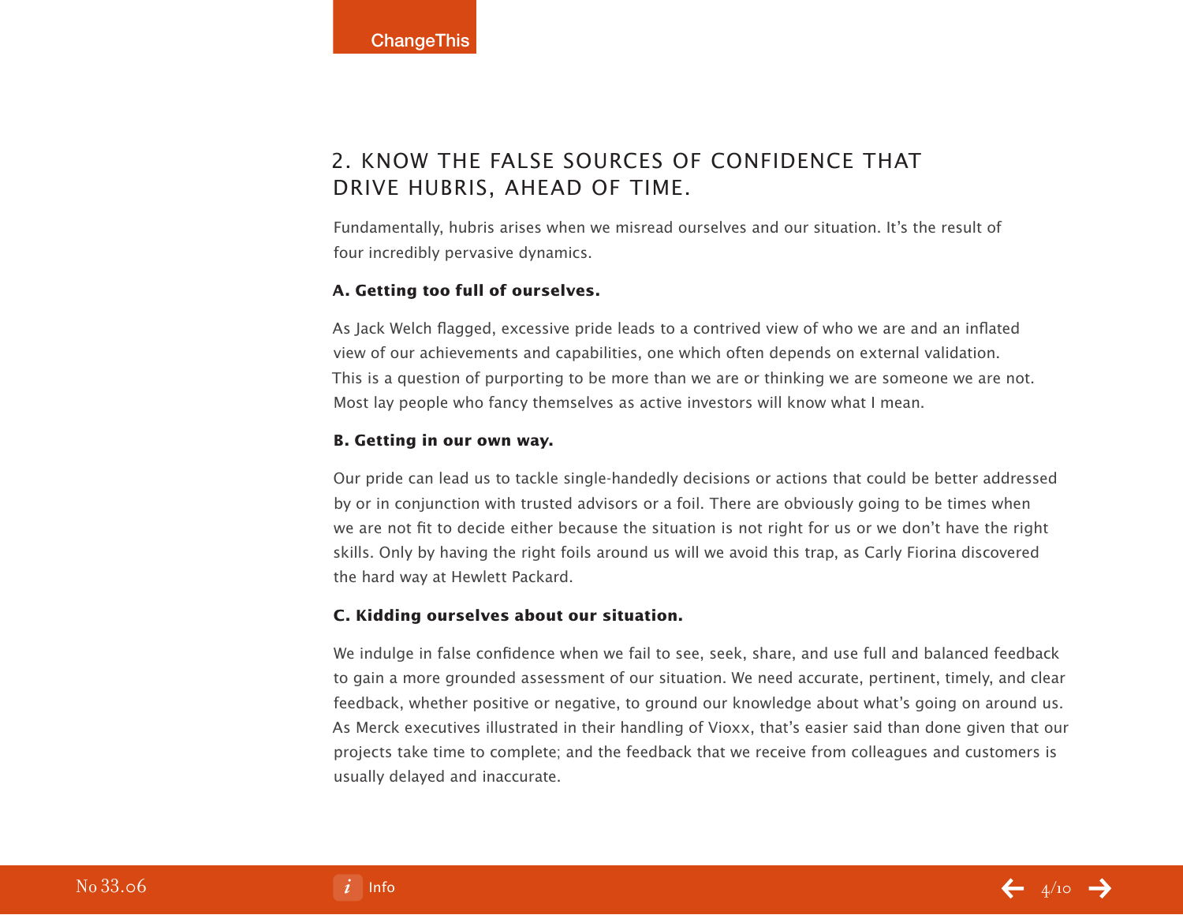## 2. KNOW THE FALSE SOURCES OF CONFIDENCE THAT DRIVE HUBRIS, AHEAD OF TIME.

Fundamentally, hubris arises when we misread ourselves and our situation. It's the result of four incredibly pervasive dynamics.

**A. Getting too full of ourselves.**

As Jack Welch flagged, excessive pride leads to a contrived view of who we are and an inflated view of our achievements and capabilities, one which often depends on external validation. This is a question of purporting to be more than we are or thinking we are someone we are not. Most lay people who fancy themselves as active investors will know what I mean.

**B. Getting in our own way.**

Our pride can lead us to tackle single-handedly decisions or actions that could be better addressed by or in conjunction with trusted advisors or a foil. There are obviously going to be times when we are not fit to decide either because the situation is not right for us or we don't have the right skills. Only by having the right foils around us will we avoid this trap, as Carly Fiorina discovered the hard way at Hewlett Packard.

**C. Kidding ourselves about our situation.**

We indulge in false confidence when we fail to see, seek, share, and use full and balanced feedback to gain a more grounded assessment of our situation. We need accurate, pertinent, timely, and clear feedback, whether positive or negative, to ground our knowledge about what's going on around us. As Merck executives illustrated in their handling of Vioxx, that's easier said than done given that our projects take time to complete; and the feedback that we receive from colleagues and customers is usually delayed and inaccurate.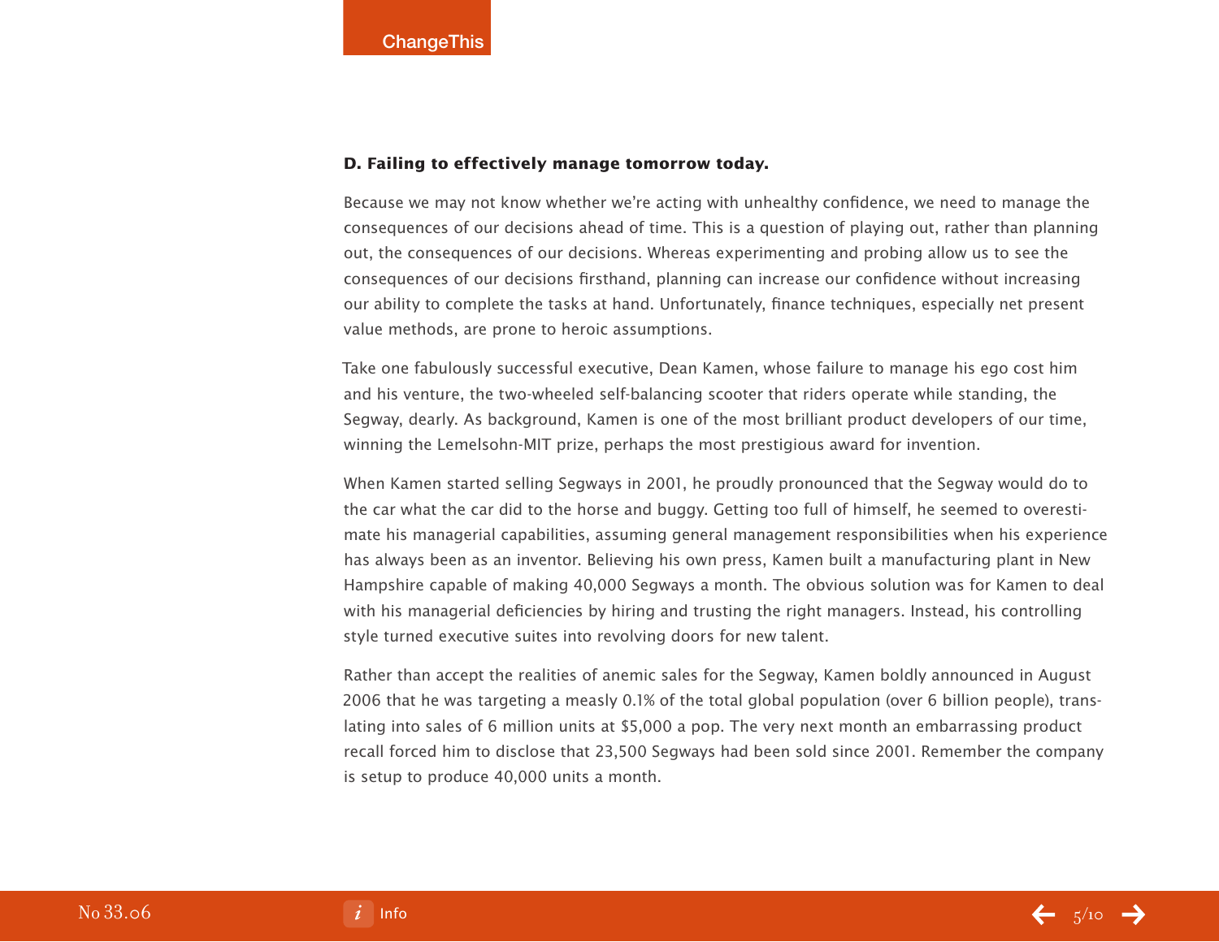**D. Failing to effectively manage tomorrow today.**

Because we may not know whether we're acting with unhealthy confidence, we need to manage the consequences of our decisions ahead of time. This is a question of playing out, rather than planning out, the consequences of our decisions. Whereas experimenting and probing allow us to see the consequences of our decisions firsthand, planning can increase our confidence without increasing our ability to complete the tasks at hand. Unfortunately, finance techniques, especially net present value methods, are prone to heroic assumptions.

Take one fabulously successful executive, Dean Kamen, whose failure to manage his ego cost him and his venture, the two-wheeled self-balancing scooter that riders operate while standing, the Segway, dearly. As background, Kamen is one of the most brilliant product developers of our time, winning the Lemelsohn-MIT prize, perhaps the most prestigious award for invention.

When Kamen started selling Segways in 2001, he proudly pronounced that the Segway would do to the car what the car did to the horse and buggy. Getting too full of himself, he seemed to overestimate his managerial capabilities, assuming general management responsibilities when his experience has always been as an inventor. Believing his own press, Kamen built a manufacturing plant in New Hampshire capable of making 40,000 Segways a month. The obvious solution was for Kamen to deal with his managerial deficiencies by hiring and trusting the right managers. Instead, his controlling style turned executive suites into revolving doors for new talent.

Rather than accept the realities of anemic sales for the Segway, Kamen boldly announced in August 2006 that he was targeting a measly 0.1% of the total global population (over 6 billion people), translating into sales of 6 million units at $5,000 a pop. The very next month an embarrassing product recall forced him to disclose that 23,500 Segways had been sold since 2001. Remember the company is setup to produce 40,000 units a month.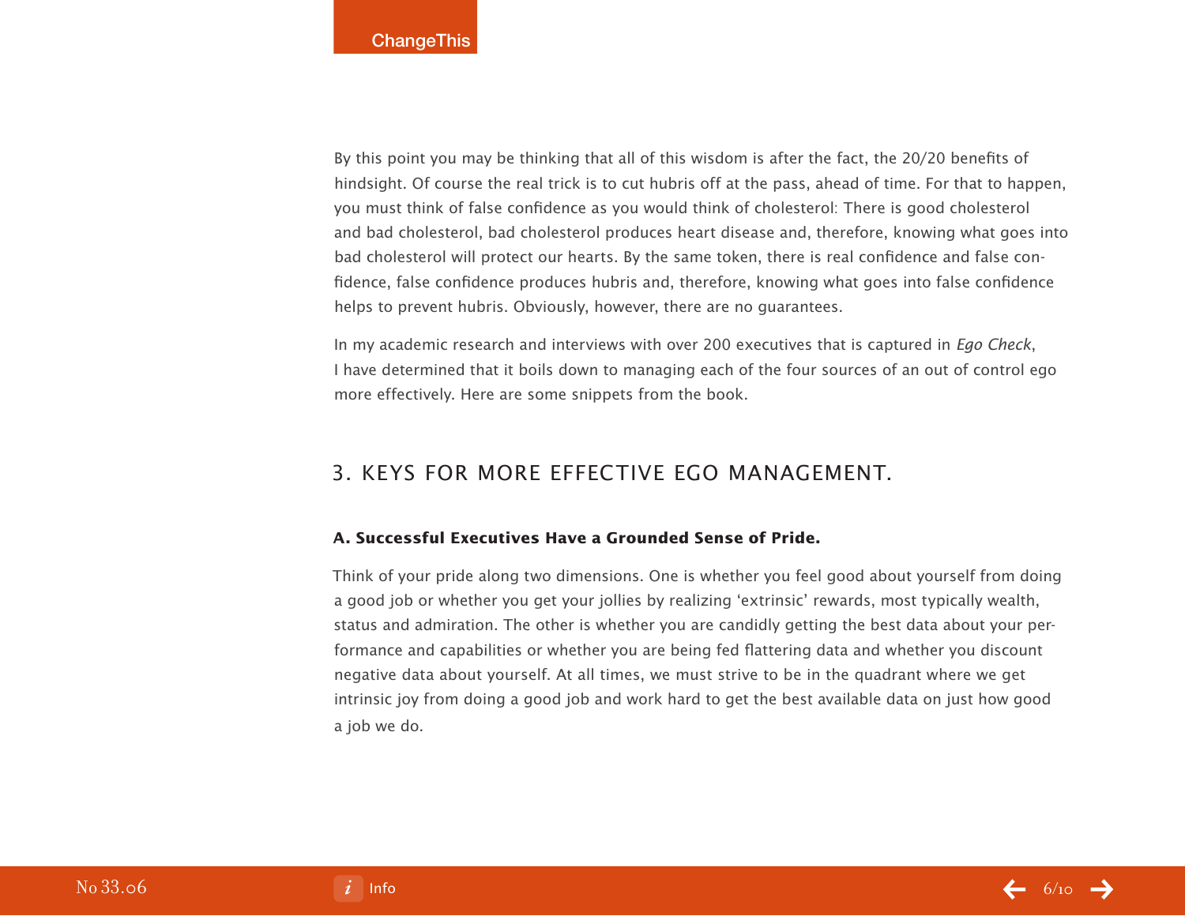By this point you may be thinking that all of this wisdom is after the fact, the 20/20 benefits of hindsight. Of course the real trick is to cut hubris off at the pass, ahead of time. For that to happen, you must think of false confidence as you would think of cholesterol: There is good cholesterol and bad cholesterol, bad cholesterol produces heart disease and, therefore, knowing what goes into bad cholesterol will protect our hearts. By the same token, there is real confidence and false confidence, false confidence produces hubris and, therefore, knowing what goes into false confidence helps to prevent hubris. Obviously, however, there are no guarantees.

In my academic research and interviews with over 200 executives that is captured in *Ego Check*, I have determined that it boils down to managing each of the four sources of an out of control ego more effectively. Here are some snippets from the book.

## 3. KEYS FOR MORE EFFECTIVE EGO MANAGEMENT.

### A. Successful Executives Have a Grounded Sense of Pride.

Think of your pride along two dimensions. One is whether you feel good about yourself from doing a good job or whether you get your jollies by realizing 'extrinsic' rewards, most typically wealth, status and admiration. The other is whether you are candidly getting the best data about your performance and capabilities or whether you are being fed flattering data and whether you discount negative data about yourself. At all times, we must strive to be in the quadrant where we get intrinsic joy from doing a good job and work hard to get the best available data on just how good a job we do.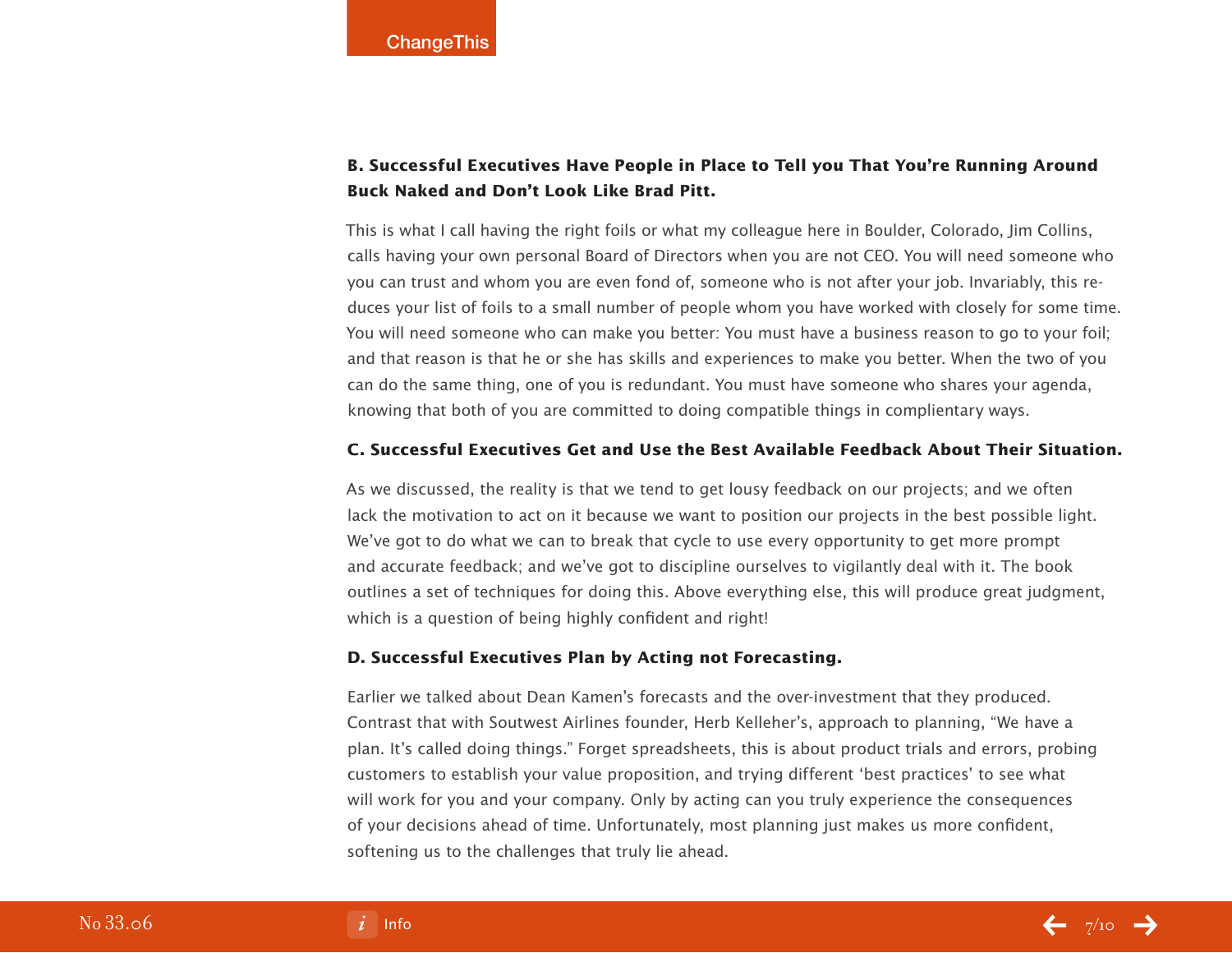**B. Successful Executives Have People in Place to Tell you That You're Running Around Buck Naked and Don't Look Like Brad Pitt.**

This is what I call having the right foils or what my colleague here in Boulder, Colorado, Jim Collins, calls having your own personal Board of Directors when you are not CEO. You will need someone who you can trust and whom you are even fond of, someone who is not after your job. Invariably, this reduces your list of foils to a small number of people whom you have worked with closely for some time. You will need someone who can make you better: You must have a business reason to go to your foil; and that reason is that he or she has skills and experiences to make you better. When the two of you can do the same thing, one of you is redundant. You must have someone who shares your agenda, knowing that both of you are committed to doing compatible things in complientary ways.

**C. Successful Executives Get and Use the Best Available Feedback About Their Situation.**

As we discussed, the reality is that we tend to get lousy feedback on our projects; and we often lack the motivation to act on it because we want to position our projects in the best possible light. We've got to do what we can to break that cycle to use every opportunity to get more prompt and accurate feedback; and we've got to discipline ourselves to vigilantly deal with it. The book outlines a set of techniques for doing this. Above everything else, this will produce great judgment, which is a question of being highly confident and right!

**D. Successful Executives Plan by Acting not Forecasting.**

Earlier we talked about Dean Kamen's forecasts and the over-investment that they produced. Contrast that with Soutwest Airlines founder, Herb Kelleher's, approach to planning, "We have a plan. It's called doing things." Forget spreadsheets, this is about product trials and errors, probing customers to establish your value proposition, and trying different 'best practices' to see what will work for you and your company. Only by acting can you truly experience the consequences of your decisions ahead of time. Unfortunately, most planning just makes us more confident, softening us to the challenges that truly lie ahead.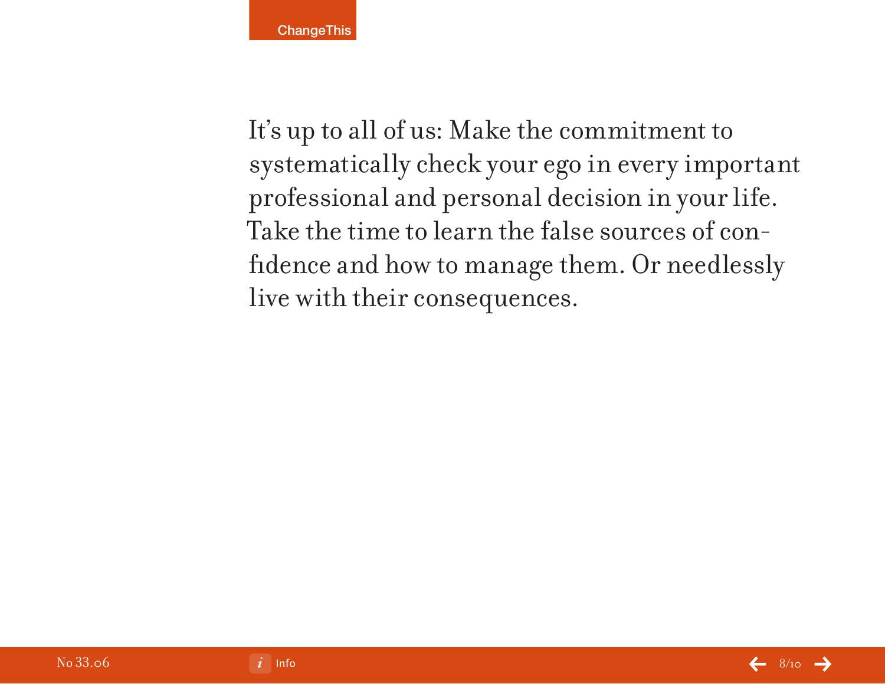It's up to all of us: Make the commitment to systematically check your ego in every important professional and personal decision in your life. Take the time to learn the false sources of confidence and how to manage them. Or needlessly live with their consequences.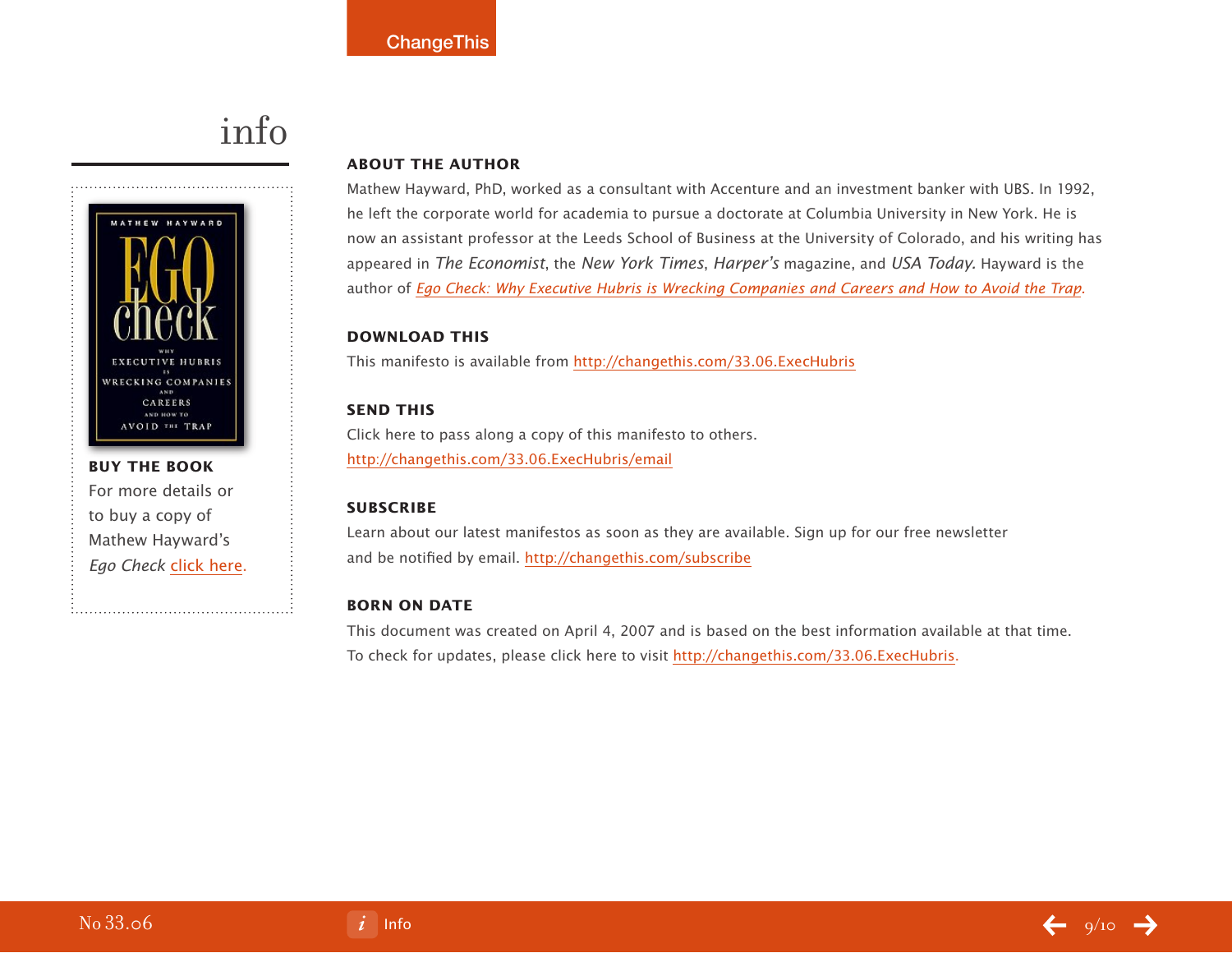# info

**BUY THE BOOK**
For more details or to buy a copy of Mathew Hayward's *Ego Check* click here.

## ABOUT THE AUTHOR

Mathew Hayward, PhD, worked as a consultant with Accenture and an investment banker with UBS. In 1992, he left the corporate world for academia to pursue a doctorate at Columbia University in New York. He is now an assistant professor at the Leeds School of Business at the University of Colorado, and his writing has appeared in *The Economist*, the *New York Times*, *Harper's* magazine, and *USA Today*. Hayward is the author of *Ego Check: Why Executive Hubris is Wrecking Companies and Careers and How to Avoid the Trap.*

## DOWNLOAD THIS

This manifesto is available from http://changethis.com/33.06.ExecHubris

## SEND THIS

Click here to pass along a copy of this manifesto to others.
http://changethis.com/33.06.ExecHubris/email

## SUBSCRIBE

Learn about our latest manifestos as soon as they are available. Sign up for our free newsletter and be notified by email. http://changethis.com/subscribe

## BORN ON DATE

This document was created on April 4, 2007 and is based on the best information available at that time. To check for updates, please click here to visit http://changethis.com/33.06.ExecHubris.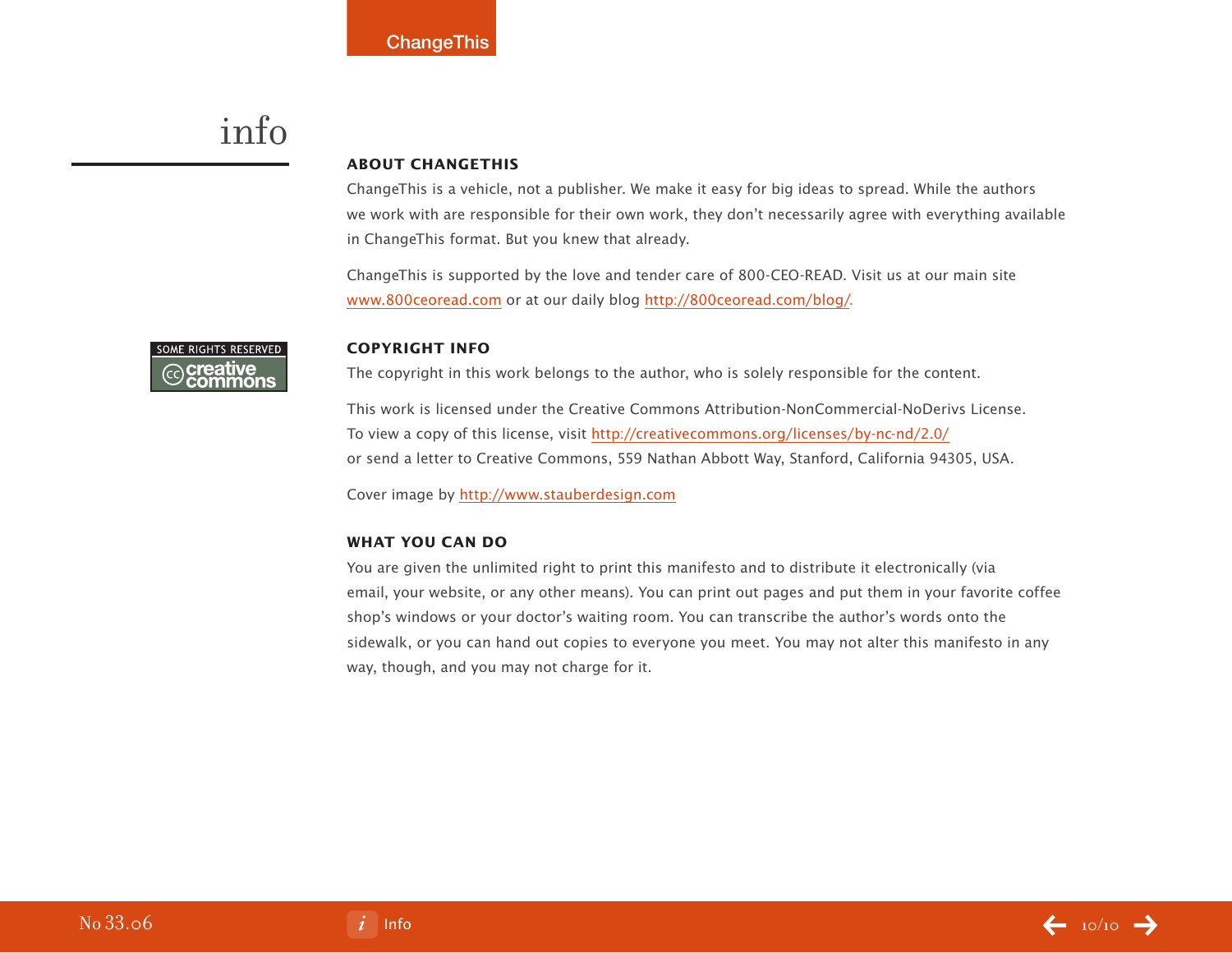# info

### ABOUT CHANGETHIS

ChangeThis is a vehicle, not a publisher. We make it easy for big ideas to spread. While the authors we work with are responsible for their own work, they don't necessarily agree with everything available in ChangeThis format. But you knew that already.

ChangeThis is supported by the love and tender care of 800-CEO-READ. Visit us at our main site www.800ceoread.com or at our daily blog http://800ceoread.com/blog/.

### COPYRIGHT INFO

The copyright in this work belongs to the author, who is solely responsible for the content.

This work is licensed under the Creative Commons Attribution-NonCommercial-NoDerivs License. To view a copy of this license, visit http://creativecommons.org/licenses/by-nc-nd/2.0/ or send a letter to Creative Commons, 559 Nathan Abbott Way, Stanford, California 94305, USA.

Cover image by http://www.stauberdesign.com

### WHAT YOU CAN DO

You are given the unlimited right to print this manifesto and to distribute it electronically (via email, your website, or any other means). You can print out pages and put them in your favorite coffee shop's windows or your doctor's waiting room. You can transcribe the author's words onto the sidewalk, or you can hand out copies to everyone you meet. You may not alter this manifesto in any way, though, and you may not charge for it.